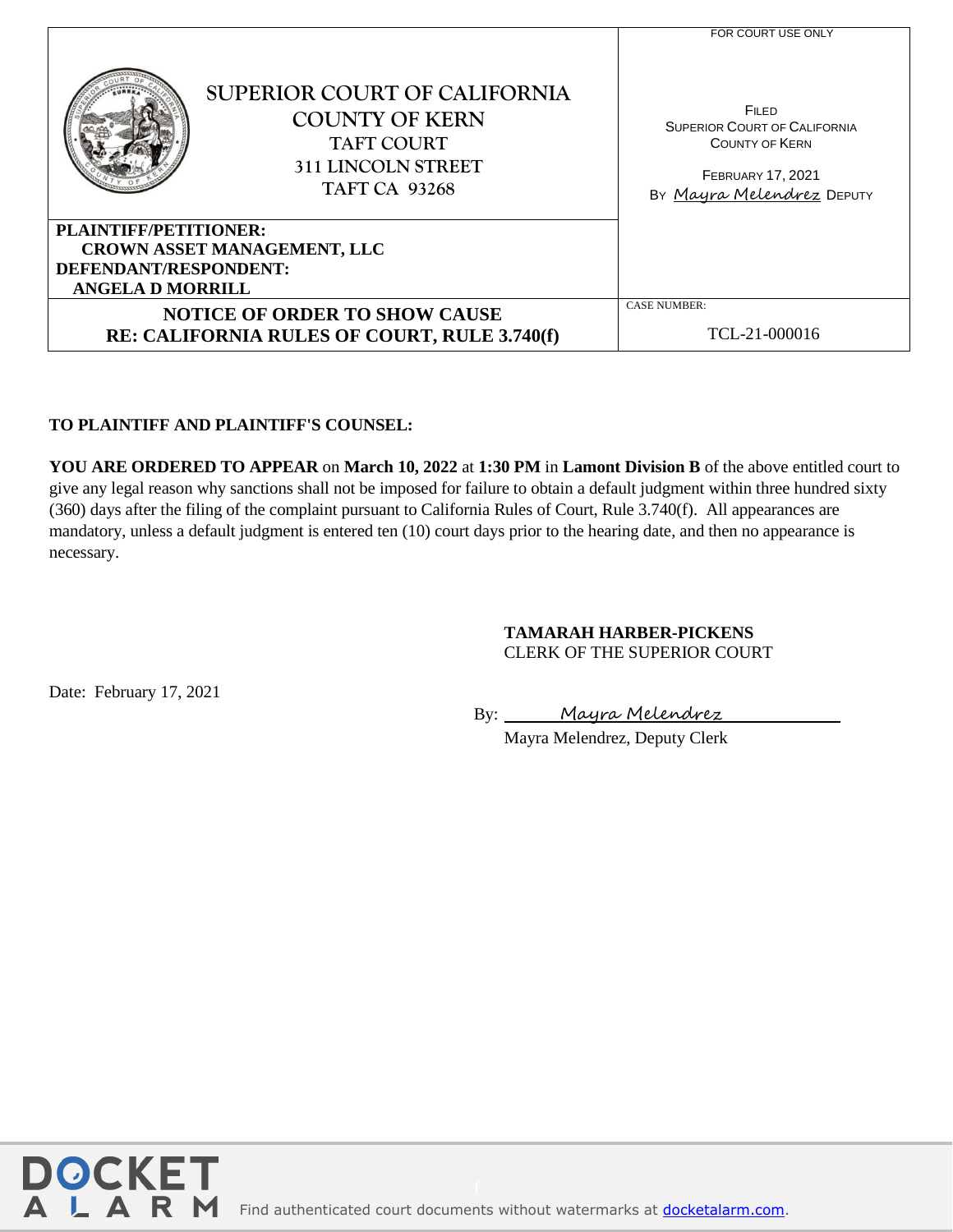FOR COURT USE ONLY

# SUPERIOR COURT OF CALIFORNIA
## COUNTY OF KERN
### TAFT COURT
311 LINCOLN STREET
TAFT CA 93268

FILED
SUPERIOR COURT OF CALIFORNIA
COUNTY OF KERN

FEBRUARY 17, 2021
BY *Mayra Melendrez* DEPUTY

**PLAINTIFF/PETITIONER:**
**CROWN ASSET MANAGEMENT, LLC**
**DEFENDANT/RESPONDENT:**
**ANGELA D MORRILL**

**NOTICE OF ORDER TO SHOW CAUSE**
**RE: CALIFORNIA RULES OF COURT, RULE 3.740(f)**

CASE NUMBER:
TCL-21-000016

**TO PLAINTIFF AND PLAINTIFF'S COUNSEL:**

**YOU ARE ORDERED TO APPEAR** on **March 10, 2022** at **1:30 PM** in **Lamont Division B** of the above entitled court to give any legal reason why sanctions shall not be imposed for failure to obtain a default judgment within three hundred sixty (360) days after the filing of the complaint pursuant to California Rules of Court, Rule 3.740(f). All appearances are mandatory, unless a default judgment is entered ten (10) court days prior to the hearing date, and then no appearance is necessary.

**TAMARAH HARBER-PICKENS**
CLERK OF THE SUPERIOR COURT

Date: February 17, 2021

By: *Mayra Melendrez*
Mayra Melendrez, Deputy Clerk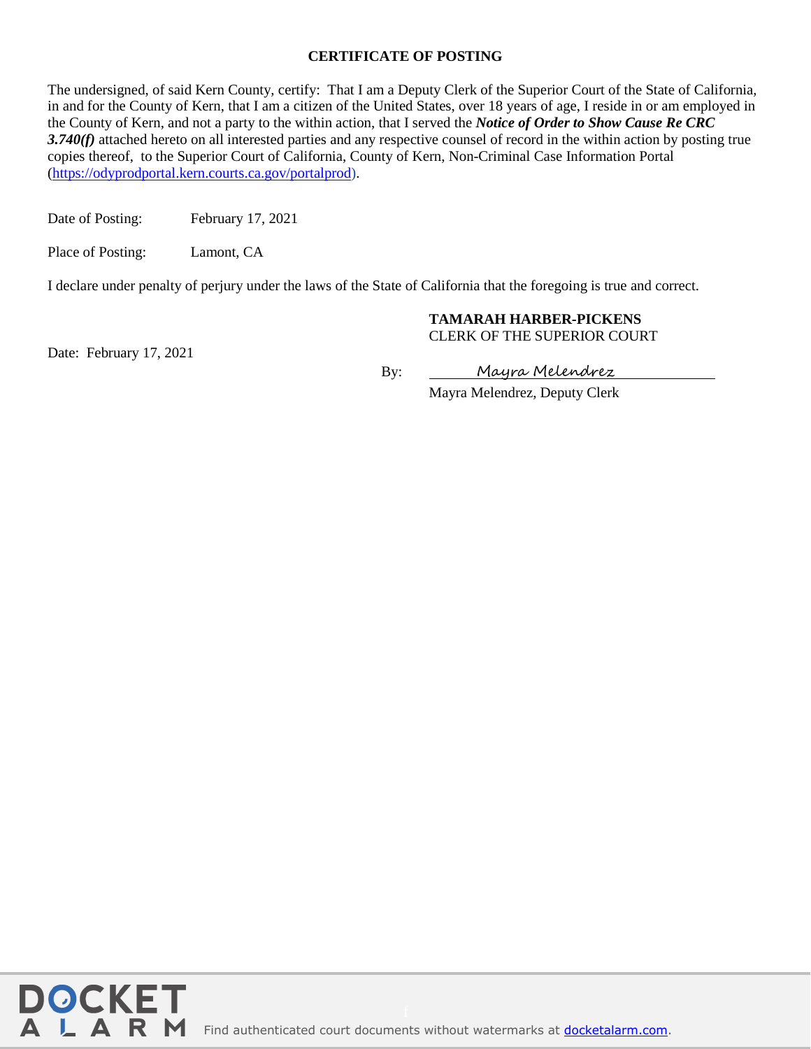**CERTIFICATE OF POSTING**

The undersigned, of said Kern County, certify: That I am a Deputy Clerk of the Superior Court of the State of California, in and for the County of Kern, that I am a citizen of the United States, over 18 years of age, I reside in or am employed in the County of Kern, and not a party to the within action, that I served the ***Notice of Order to Show Cause Re CRC 3.740(f)*** attached hereto on all interested parties and any respective counsel of record in the within action by posting true copies thereof, to the Superior Court of California, County of Kern, Non-Criminal Case Information Portal (https://odyprodportal.kern.courts.ca.gov/portalprod).

Date of Posting: February 17, 2021

Place of Posting: Lamont, CA

I declare under penalty of perjury under the laws of the State of California that the foregoing is true and correct.

**TAMARAH HARBER-PICKENS**
CLERK OF THE SUPERIOR COURT

Date: February 17, 2021

By: Mayra Melendrez
Mayra Melendrez, Deputy Clerk